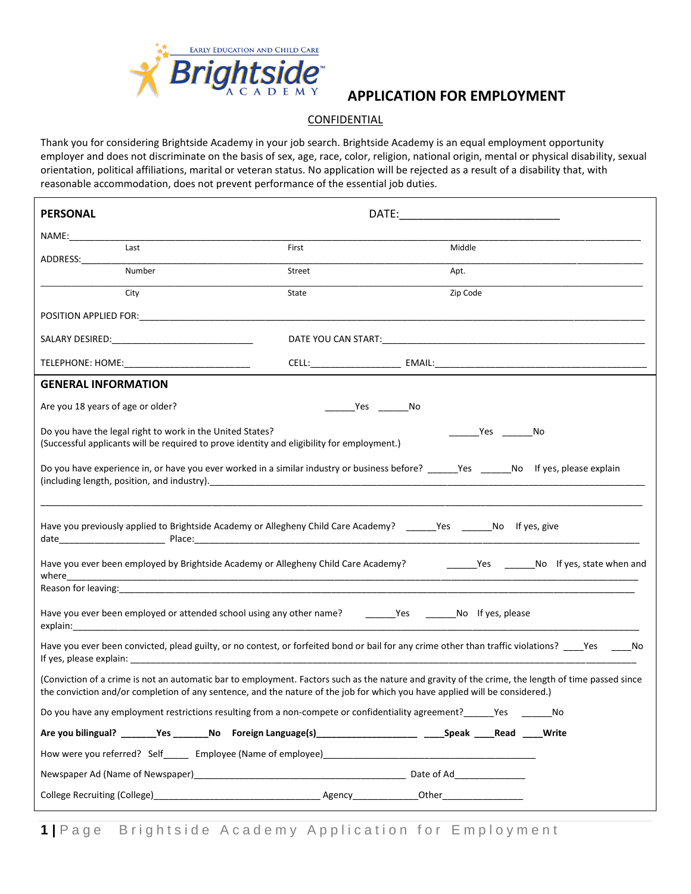Early Education and Child Care

**Brightside** ™

ACADEMY

# APPLICATION FOR EMPLOYMENT

CONFIDENTIAL

Thank you for considering Brightside Academy in your job search. Brightside Academy is an equal employment opportunity employer and does not discriminate on the basis of sex, age, race, color, religion, national origin, mental or physical disability, sexual orientation, political affiliations, marital or veteran status. No application will be rejected as a result of a disability that, with reasonable accommodation, does not prevent performance of the essential job duties.

## PERSONAL

DATE:___________________________

NAME:______________________________________________________________________________________
Last First Middle

ADDRESS:___________________________________________________________________________________
Number Street Apt.

___________________________________________________________________________________________
City State Zip Code

POSITION APPLIED FOR:______________________________________________________________________

SALARY DESIRED:____________________________ DATE YOU CAN START:_______________________________

TELEPHONE: HOME:__________________________ CELL:__________________ EMAIL:______________________

## GENERAL INFORMATION

Are you 18 years of age or older? ______Yes ______No

Do you have the legal right to work in the United States? ______Yes ______No
(Successful applicants will be required to prove identity and eligibility for employment.)

Do you have experience in, or have you ever worked in a similar industry or business before? ______Yes ______No If yes, please explain (including length, position, and industry).__________________________________________

___________________________________________________________________________________________

Have you previously applied to Brightside Academy or Allegheny Child Care Academy? ______Yes ______No If yes, give date_____________________ Place:________________________________________________________

Have you ever been employed by Brightside Academy or Allegheny Child Care Academy? ______Yes ______No If yes, state when and where______________________________________________________________________________
Reason for leaving:_________________________________________________________________________

Have you ever been employed or attended school using any other name? ______Yes ______No If yes, please explain:___________________________________________________________________________________

Have you ever been convicted, plead guilty, or no contest, or forfeited bond or bail for any crime other than traffic violations? ____Yes ____No
If yes, please explain: ______________________________________________________________________

(Conviction of a crime is not an automatic bar to employment. Factors such as the nature and gravity of the crime, the length of time passed since the conviction and/or completion of any sentence, and the nature of the job for which you have applied will be considered.)

Do you have any employment restrictions resulting from a non-compete or confidentiality agreement?______Yes ______No

**Are you bilingual? _______Yes _______No Foreign Language(s)____________________ ____Speak ____Read ____Write**

How were you referred? Self_____ Employee (Name of employee)________________________________________

Newspaper Ad (Name of Newspaper)_________________________________________ Date of Ad______________

College Recruiting (College)________________________________ Agency_____________Other________________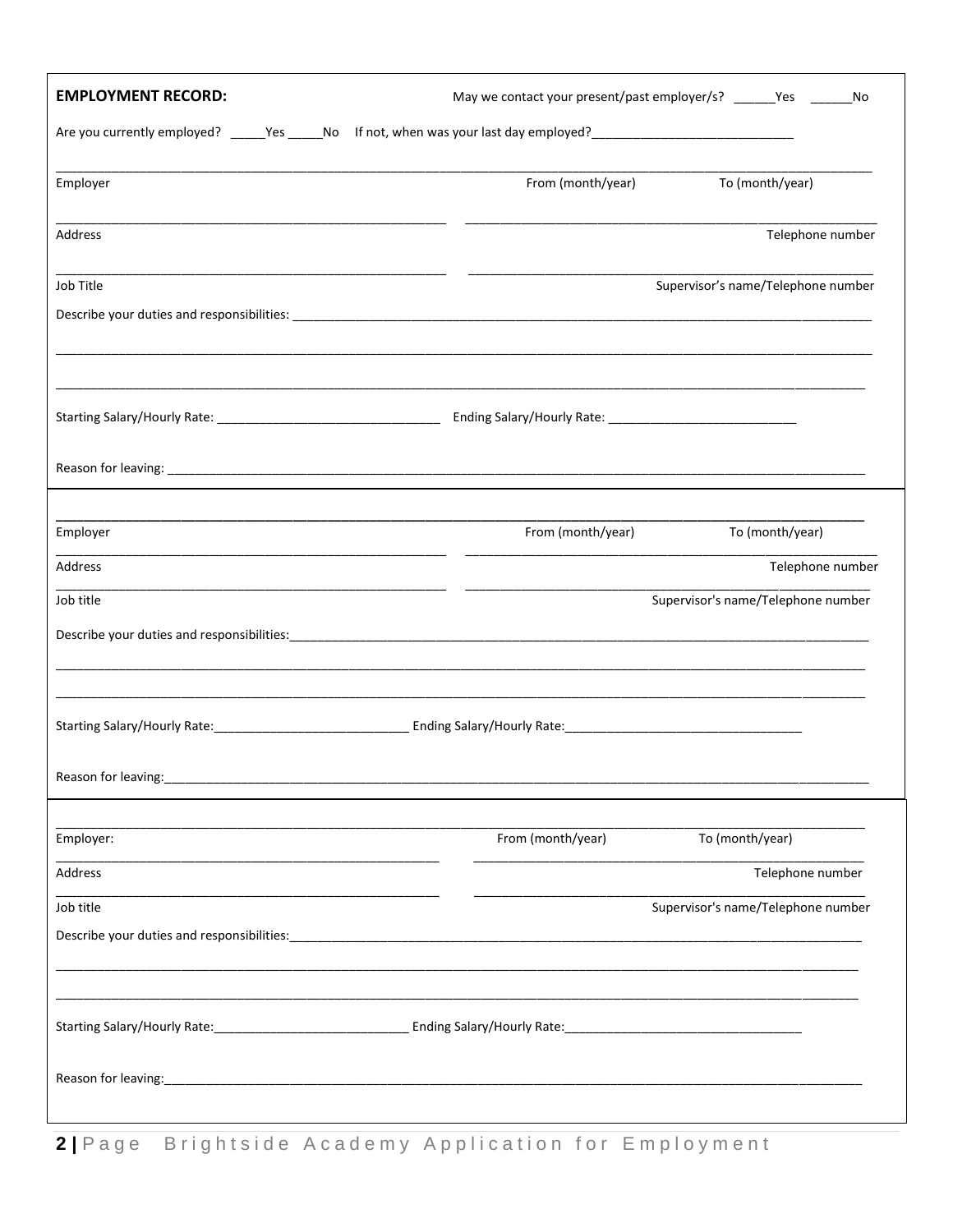**EMPLOYMENT RECORD:**

May we contact your present/past employer/s? ______Yes ______No

Are you currently employed? _____Yes _____No If not, when was your last day employed?_____________________________

_______________________________________________________________________________________________

Employer From (month/year) To (month/year)

_______________________________________________ _______________________________________________

Address Telephone number

_______________________________________________ _______________________________________________

Job Title Supervisor's name/Telephone number

Describe your duties and responsibilities: _______________________________________________________________

_______________________________________________________________________________________________

_______________________________________________________________________________________________

Starting Salary/Hourly Rate: _______________________________ Ending Salary/Hourly Rate: ___________________________

Reason for leaving: ______________________________________________________________________________

---

_______________________________________________________________________________________________

Employer From (month/year) To (month/year)

_______________________________________________ _______________________________________________

Address Telephone number

_______________________________________________ _______________________________________________

Job title Supervisor's name/Telephone number

Describe your duties and responsibilities:_______________________________________________________________

_______________________________________________________________________________________________

_______________________________________________________________________________________________

Starting Salary/Hourly Rate:____________________________ Ending Salary/Hourly Rate:__________________________________

Reason for leaving:______________________________________________________________________________

---

_______________________________________________________________________________________________

Employer: From (month/year) To (month/year)

_______________________________________________ _______________________________________________

Address Telephone number

_______________________________________________ _______________________________________________

Job title Supervisor's name/Telephone number

Describe your duties and responsibilities:_______________________________________________________________

_______________________________________________________________________________________________

_______________________________________________________________________________________________

Starting Salary/Hourly Rate:____________________________ Ending Salary/Hourly Rate:__________________________________

Reason for leaving:______________________________________________________________________________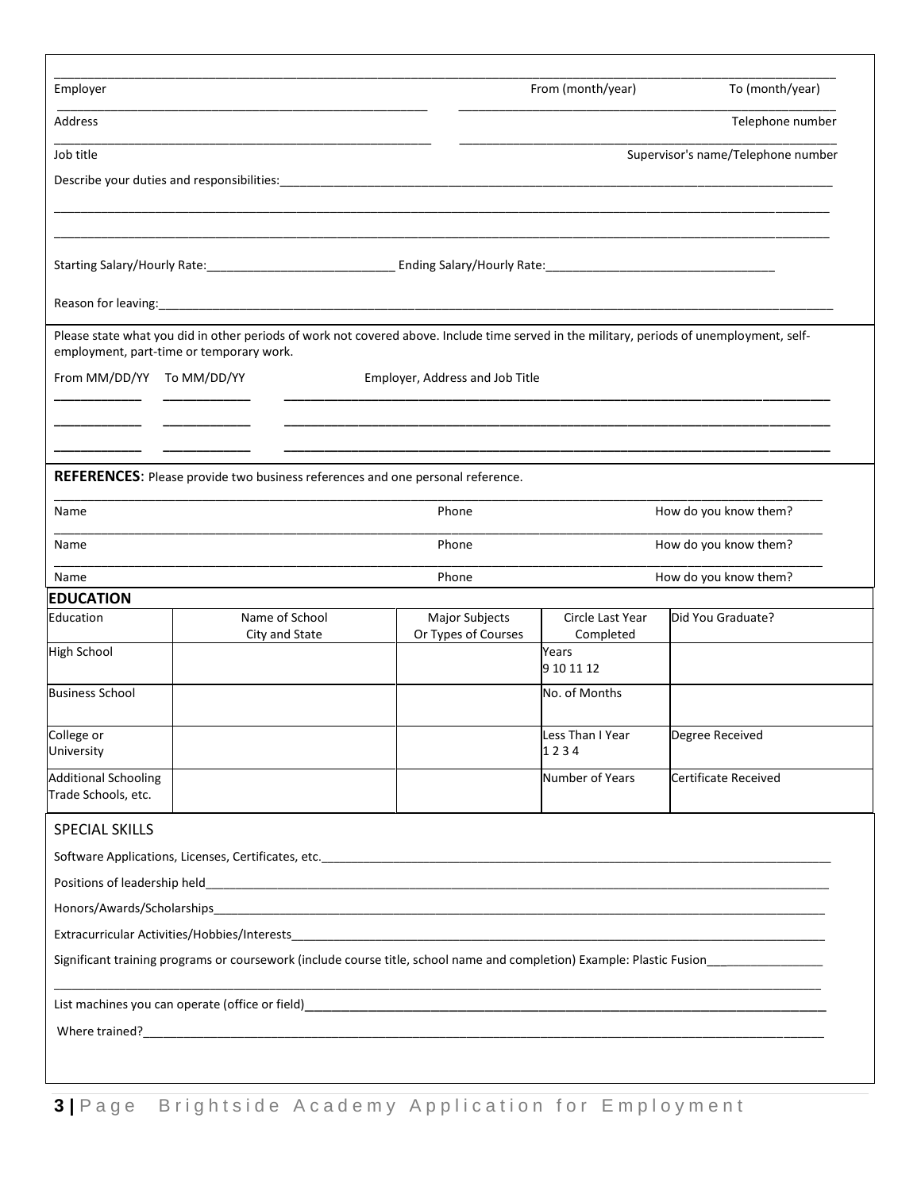Employer | From (month/year) | To (month/year)

Address | Telephone number

Job title | Supervisor's name/Telephone number

Describe your duties and responsibilities:______________________________________________

______________________________________________

______________________________________________

Starting Salary/Hourly Rate:____________________ Ending Salary/Hourly Rate:____________________

Reason for leaving:______________________________________________

Please state what you did in other periods of work not covered above. Include time served in the military, periods of unemployment, self-employment, part-time or temporary work.

| From MM/DD/YY | To MM/DD/YY | Employer, Address and Job Title |
|---|---|---|
| | | |
| | | |
| | | |

**REFERENCES**: Please provide two business references and one personal reference.

| Name | Phone | How do you know them? |
|---|---|---|
| | | |
| | | |
| | | |

## EDUCATION

| Education | Name of School City and State | Major Subjects Or Types of Courses | Circle Last Year Completed | Did You Graduate? |
|---|---|---|---|---|
| High School | | | Years 9 10 11 12 | |
| Business School | | | No. of Months | |
| College or University | | | Less Than I Year 1 2 3 4 | Degree Received |
| Additional Schooling Trade Schools, etc. | | | Number of Years | Certificate Received |

## SPECIAL SKILLS

Software Applications, Licenses, Certificates, etc.______________________________________________

Positions of leadership held______________________________________________

Honors/Awards/Scholarships______________________________________________

Extracurricular Activities/Hobbies/Interests______________________________________________

Significant training programs or coursework (include course title, school name and completion) Example: Plastic Fusion______________

______________________________________________

List machines you can operate (office or field)______________________________________________

Where trained?______________________________________________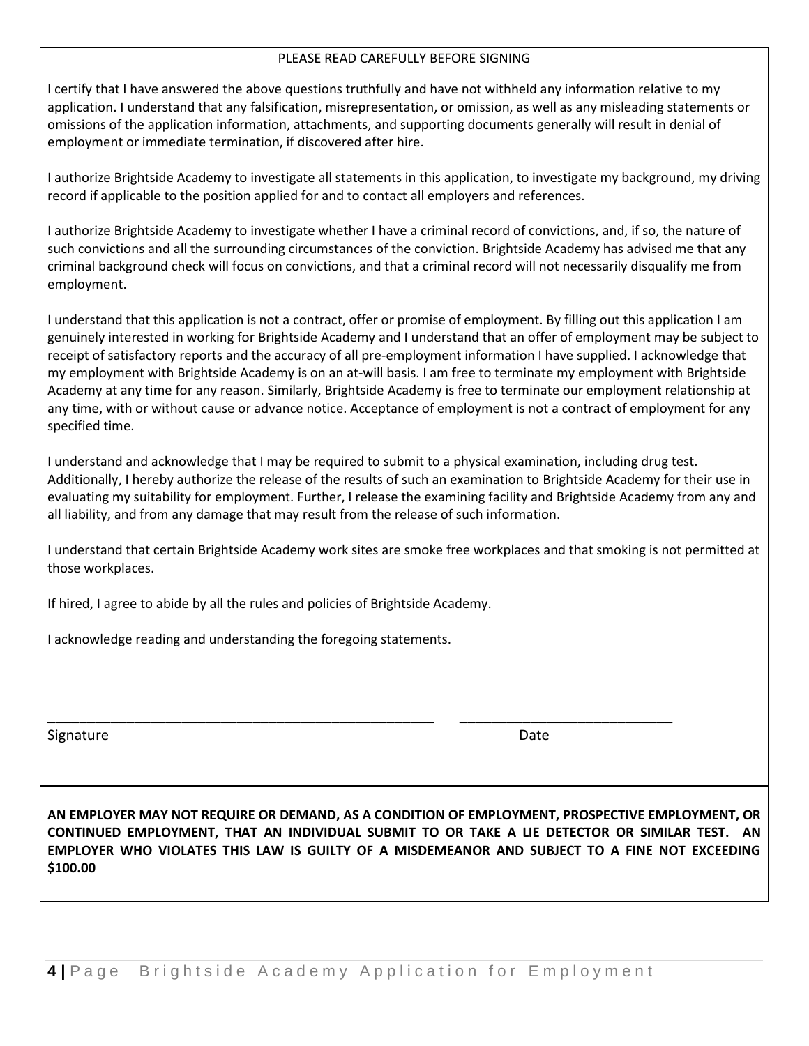PLEASE READ CAREFULLY BEFORE SIGNING

I certify that I have answered the above questions truthfully and have not withheld any information relative to my application. I understand that any falsification, misrepresentation, or omission, as well as any misleading statements or omissions of the application information, attachments, and supporting documents generally will result in denial of employment or immediate termination, if discovered after hire.

I authorize Brightside Academy to investigate all statements in this application, to investigate my background, my driving record if applicable to the position applied for and to contact all employers and references.

I authorize Brightside Academy to investigate whether I have a criminal record of convictions, and, if so, the nature of such convictions and all the surrounding circumstances of the conviction. Brightside Academy has advised me that any criminal background check will focus on convictions, and that a criminal record will not necessarily disqualify me from employment.

I understand that this application is not a contract, offer or promise of employment. By filling out this application I am genuinely interested in working for Brightside Academy and I understand that an offer of employment may be subject to receipt of satisfactory reports and the accuracy of all pre-employment information I have supplied. I acknowledge that my employment with Brightside Academy is on an at-will basis. I am free to terminate my employment with Brightside Academy at any time for any reason. Similarly, Brightside Academy is free to terminate our employment relationship at any time, with or without cause or advance notice. Acceptance of employment is not a contract of employment for any specified time.

I understand and acknowledge that I may be required to submit to a physical examination, including drug test. Additionally, I hereby authorize the release of the results of such an examination to Brightside Academy for their use in evaluating my suitability for employment. Further, I release the examining facility and Brightside Academy from any and all liability, and from any damage that may result from the release of such information.

I understand that certain Brightside Academy work sites are smoke free workplaces and that smoking is not permitted at those workplaces.

If hired, I agree to abide by all the rules and policies of Brightside Academy.

I acknowledge reading and understanding the foregoing statements.

\_\_\_\_\_\_\_\_\_\_\_\_\_\_\_\_\_\_\_\_\_\_\_\_\_\_\_\_\_\_\_\_\_\_\_\_\_\_\_\_\_\_\_\_\_\_\_\_ \_\_\_\_\_\_\_\_\_\_\_\_\_\_\_\_\_\_\_\_\_\_\_\_\_\_\_\_

Signature Date

**AN EMPLOYER MAY NOT REQUIRE OR DEMAND, AS A CONDITION OF EMPLOYMENT, PROSPECTIVE EMPLOYMENT, OR CONTINUED EMPLOYMENT, THAT AN INDIVIDUAL SUBMIT TO OR TAKE A LIE DETECTOR OR SIMILAR TEST. AN EMPLOYER WHO VIOLATES THIS LAW IS GUILTY OF A MISDEMEANOR AND SUBJECT TO A FINE NOT EXCEEDING $100.00**